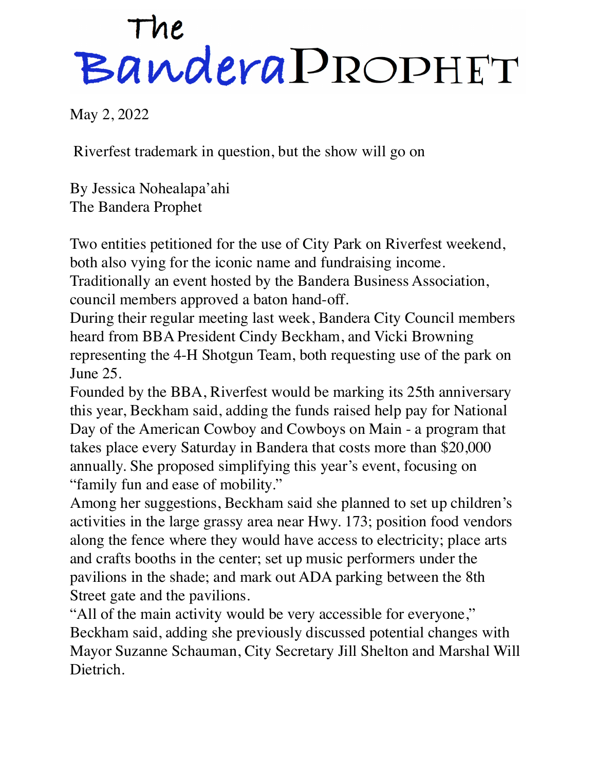# The Bandera Prophet

May 2, 2022

## Riverfest trademark in question, but the show will go on

By Jessica Nohealapa'ahi
The Bandera Prophet

Two entities petitioned for the use of City Park on Riverfest weekend, both also vying for the iconic name and fundraising income.

Traditionally an event hosted by the Bandera Business Association, council members approved a baton hand-off.

During their regular meeting last week, Bandera City Council members heard from BBA President Cindy Beckham, and Vicki Browning representing the 4-H Shotgun Team, both requesting use of the park on June 25.

Founded by the BBA, Riverfest would be marking its 25th anniversary this year, Beckham said, adding the funds raised help pay for National Day of the American Cowboy and Cowboys on Main - a program that takes place every Saturday in Bandera that costs more than $20,000 annually. She proposed simplifying this year's event, focusing on "family fun and ease of mobility."

Among her suggestions, Beckham said she planned to set up children's activities in the large grassy area near Hwy. 173; position food vendors along the fence where they would have access to electricity; place arts and crafts booths in the center; set up music performers under the pavilions in the shade; and mark out ADA parking between the 8th Street gate and the pavilions.

"All of the main activity would be very accessible for everyone," Beckham said, adding she previously discussed potential changes with Mayor Suzanne Schauman, City Secretary Jill Shelton and Marshal Will Dietrich.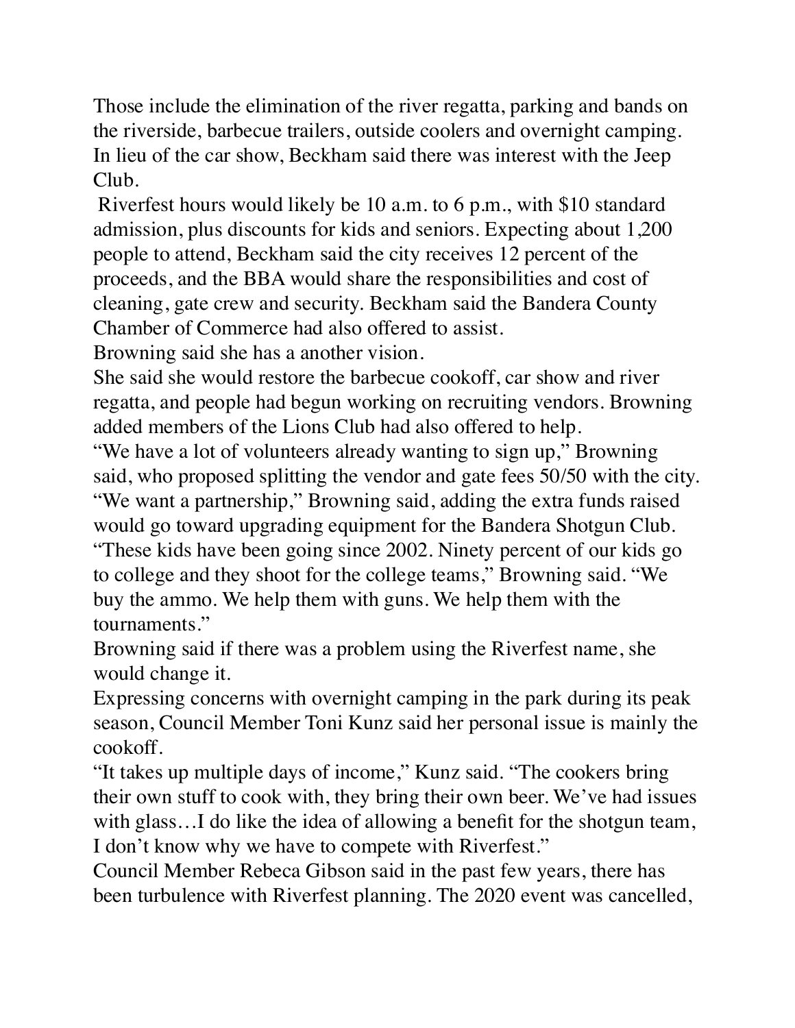Those include the elimination of the river regatta, parking and bands on the riverside, barbecue trailers, outside coolers and overnight camping. In lieu of the car show, Beckham said there was interest with the Jeep Club.

Riverfest hours would likely be 10 a.m. to 6 p.m., with $10 standard admission, plus discounts for kids and seniors. Expecting about 1,200 people to attend, Beckham said the city receives 12 percent of the proceeds, and the BBA would share the responsibilities and cost of cleaning, gate crew and security. Beckham said the Bandera County Chamber of Commerce had also offered to assist.

Browning said she has a another vision.

She said she would restore the barbecue cookoff, car show and river regatta, and people had begun working on recruiting vendors. Browning added members of the Lions Club had also offered to help.

"We have a lot of volunteers already wanting to sign up," Browning said, who proposed splitting the vendor and gate fees 50/50 with the city.

"We want a partnership," Browning said, adding the extra funds raised would go toward upgrading equipment for the Bandera Shotgun Club.

"These kids have been going since 2002. Ninety percent of our kids go to college and they shoot for the college teams," Browning said. "We buy the ammo. We help them with guns. We help them with the tournaments."

Browning said if there was a problem using the Riverfest name, she would change it.

Expressing concerns with overnight camping in the park during its peak season, Council Member Toni Kunz said her personal issue is mainly the cookoff.

"It takes up multiple days of income," Kunz said. "The cookers bring their own stuff to cook with, they bring their own beer. We've had issues with glass…I do like the idea of allowing a benefit for the shotgun team, I don't know why we have to compete with Riverfest."

Council Member Rebeca Gibson said in the past few years, there has been turbulence with Riverfest planning. The 2020 event was cancelled,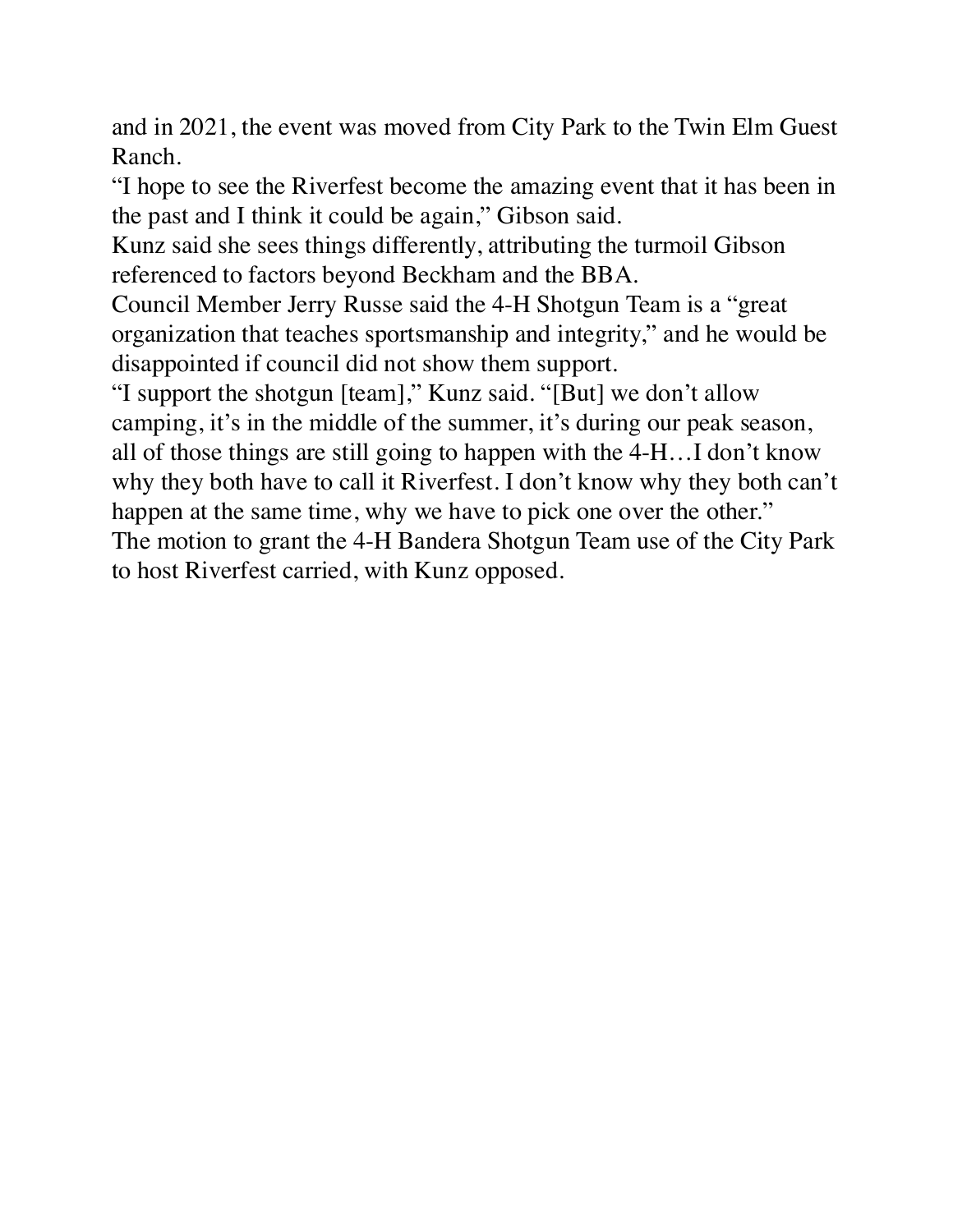and in 2021, the event was moved from City Park to the Twin Elm Guest Ranch.

"I hope to see the Riverfest become the amazing event that it has been in the past and I think it could be again," Gibson said.

Kunz said she sees things differently, attributing the turmoil Gibson referenced to factors beyond Beckham and the BBA.

Council Member Jerry Russe said the 4-H Shotgun Team is a "great organization that teaches sportsmanship and integrity," and he would be disappointed if council did not show them support.

"I support the shotgun [team]," Kunz said. "[But] we don't allow camping, it's in the middle of the summer, it's during our peak season, all of those things are still going to happen with the 4-H…I don't know why they both have to call it Riverfest. I don't know why they both can't happen at the same time, why we have to pick one over the other."

The motion to grant the 4-H Bandera Shotgun Team use of the City Park to host Riverfest carried, with Kunz opposed.